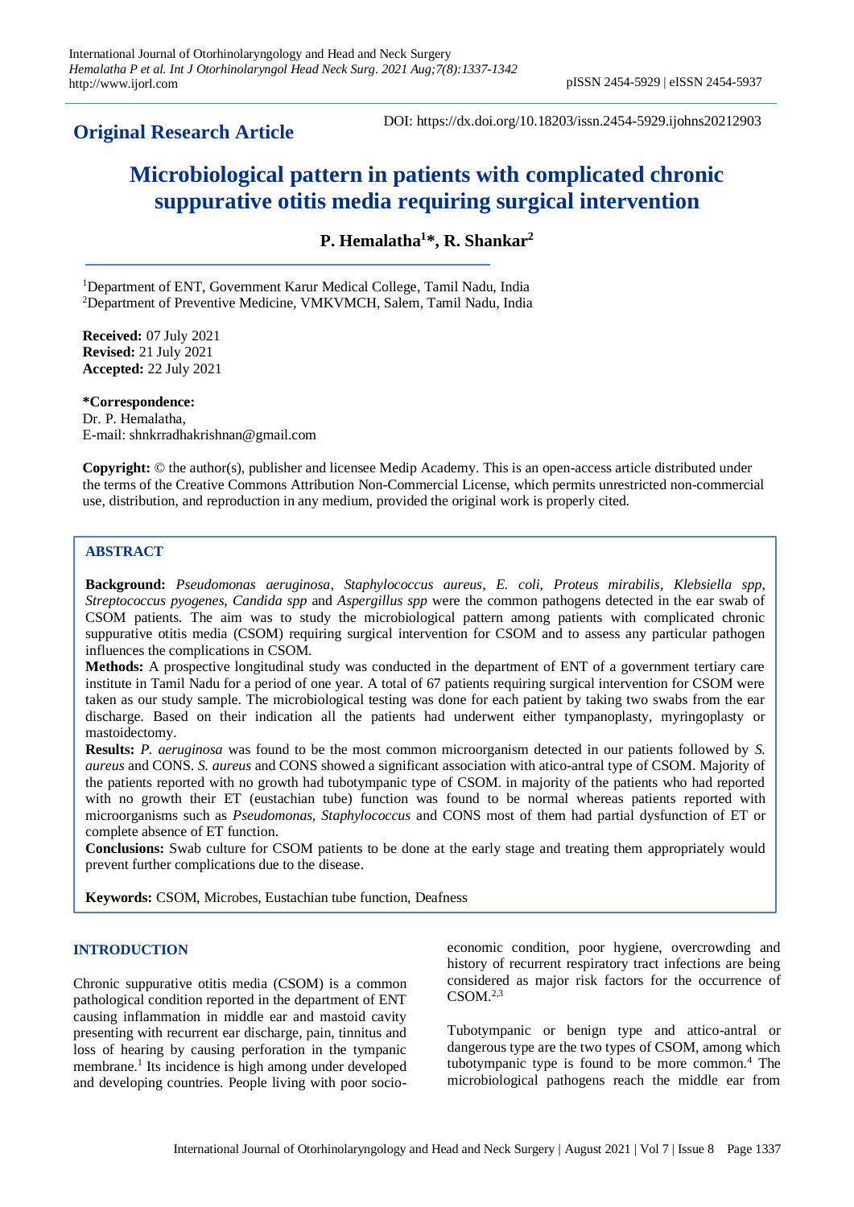**Original Research Article**

DOI: https://dx.doi.org/10.18203/issn.2454-5929.ijohns20212903

# Microbiological pattern in patients with complicated chronic suppurative otitis media requiring surgical intervention

**P. Hemalatha[1]*, R. Shankar[2]**

[1]Department of ENT, Government Karur Medical College, Tamil Nadu, India
[2]Department of Preventive Medicine, VMKVMCH, Salem, Tamil Nadu, India

**Received:** 07 July 2021
**Revised:** 21 July 2021
**Accepted:** 22 July 2021

**\*Correspondence:**
Dr. P. Hemalatha,
E-mail: shnkrradhakrishnan@gmail.com

**Copyright:** © the author(s), publisher and licensee Medip Academy. This is an open-access article distributed under the terms of the Creative Commons Attribution Non-Commercial License, which permits unrestricted non-commercial use, distribution, and reproduction in any medium, provided the original work is properly cited.

## ABSTRACT

**Background:** *Pseudomonas aeruginosa*, *Staphylococcus aureus*, *E. coli*, *Proteus mirabilis*, *Klebsiella spp*, *Streptococcus pyogenes*, *Candida spp* and *Aspergillus spp* were the common pathogens detected in the ear swab of CSOM patients. The aim was to study the microbiological pattern among patients with complicated chronic suppurative otitis media (CSOM) requiring surgical intervention for CSOM and to assess any particular pathogen influences the complications in CSOM.

**Methods:** A prospective longitudinal study was conducted in the department of ENT of a government tertiary care institute in Tamil Nadu for a period of one year. A total of 67 patients requiring surgical intervention for CSOM were taken as our study sample. The microbiological testing was done for each patient by taking two swabs from the ear discharge. Based on their indication all the patients had underwent either tympanoplasty, myringoplasty or mastoidectomy.

**Results:** *P. aeruginosa* was found to be the most common microorganism detected in our patients followed by *S. aureus* and CONS. *S. aureus* and CONS showed a significant association with atico-antral type of CSOM. Majority of the patients reported with no growth had tubotympanic type of CSOM. in majority of the patients who had reported with no growth their ET (eustachian tube) function was found to be normal whereas patients reported with microorganisms such as *Pseudomonas*, *Staphylococcus* and CONS most of them had partial dysfunction of ET or complete absence of ET function.

**Conclusions:** Swab culture for CSOM patients to be done at the early stage and treating them appropriately would prevent further complications due to the disease.

**Keywords:** CSOM, Microbes, Eustachian tube function, Deafness

## INTRODUCTION

Chronic suppurative otitis media (CSOM) is a common pathological condition reported in the department of ENT causing inflammation in middle ear and mastoid cavity presenting with recurrent ear discharge, pain, tinnitus and loss of hearing by causing perforation in the tympanic membrane.[1] Its incidence is high among under developed and developing countries. People living with poor socio-economic condition, poor hygiene, overcrowding and history of recurrent respiratory tract infections are being considered as major risk factors for the occurrence of CSOM.[2,3]

Tubotympanic or benign type and attico-antral or dangerous type are the two types of CSOM, among which tubotympanic type is found to be more common.[4] The microbiological pathogens reach the middle ear from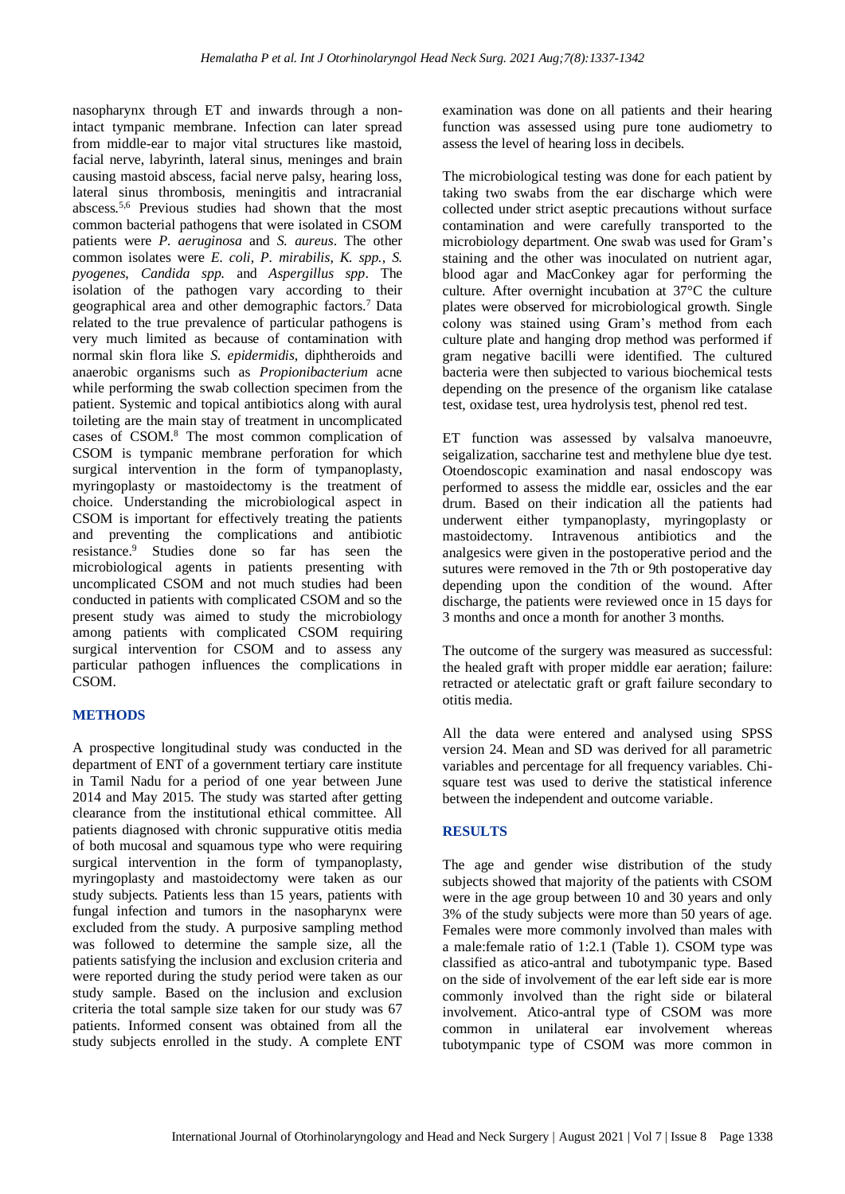nasopharynx through ET and inwards through a non-intact tympanic membrane. Infection can later spread from middle-ear to major vital structures like mastoid, facial nerve, labyrinth, lateral sinus, meninges and brain causing mastoid abscess, facial nerve palsy, hearing loss, lateral sinus thrombosis, meningitis and intracranial abscess.[5,6] Previous studies had shown that the most common bacterial pathogens that were isolated in CSOM patients were *P. aeruginosa* and *S. aureus*. The other common isolates were *E. coli*, *P. mirabilis*, *K. spp.*, *S. pyogenes*, *Candida spp.* and *Aspergillus spp*. The isolation of the pathogen vary according to their geographical area and other demographic factors.[7] Data related to the true prevalence of particular pathogens is very much limited as because of contamination with normal skin flora like *S. epidermidis*, diphtheroids and anaerobic organisms such as *Propionibacterium* acne while performing the swab collection specimen from the patient. Systemic and topical antibiotics along with aural toileting are the main stay of treatment in uncomplicated cases of CSOM.[8] The most common complication of CSOM is tympanic membrane perforation for which surgical intervention in the form of tympanoplasty, myringoplasty or mastoidectomy is the treatment of choice. Understanding the microbiological aspect in CSOM is important for effectively treating the patients and preventing the complications and antibiotic resistance.[9] Studies done so far has seen the microbiological agents in patients presenting with uncomplicated CSOM and not much studies had been conducted in patients with complicated CSOM and so the present study was aimed to study the microbiology among patients with complicated CSOM requiring surgical intervention for CSOM and to assess any particular pathogen influences the complications in CSOM.

## METHODS

A prospective longitudinal study was conducted in the department of ENT of a government tertiary care institute in Tamil Nadu for a period of one year between June 2014 and May 2015. The study was started after getting clearance from the institutional ethical committee. All patients diagnosed with chronic suppurative otitis media of both mucosal and squamous type who were requiring surgical intervention in the form of tympanoplasty, myringoplasty and mastoidectomy were taken as our study subjects. Patients less than 15 years, patients with fungal infection and tumors in the nasopharynx were excluded from the study. A purposive sampling method was followed to determine the sample size, all the patients satisfying the inclusion and exclusion criteria and were reported during the study period were taken as our study sample. Based on the inclusion and exclusion criteria the total sample size taken for our study was 67 patients. Informed consent was obtained from all the study subjects enrolled in the study. A complete ENT examination was done on all patients and their hearing function was assessed using pure tone audiometry to assess the level of hearing loss in decibels.

The microbiological testing was done for each patient by taking two swabs from the ear discharge which were collected under strict aseptic precautions without surface contamination and were carefully transported to the microbiology department. One swab was used for Gram's staining and the other was inoculated on nutrient agar, blood agar and MacConkey agar for performing the culture. After overnight incubation at 37°C the culture plates were observed for microbiological growth. Single colony was stained using Gram's method from each culture plate and hanging drop method was performed if gram negative bacilli were identified. The cultured bacteria were then subjected to various biochemical tests depending on the presence of the organism like catalase test, oxidase test, urea hydrolysis test, phenol red test.

ET function was assessed by valsalva manoeuvre, seigalization, saccharine test and methylene blue dye test. Otoendoscopic examination and nasal endoscopy was performed to assess the middle ear, ossicles and the ear drum. Based on their indication all the patients had underwent either tympanoplasty, myringoplasty or mastoidectomy. Intravenous antibiotics and the analgesics were given in the postoperative period and the sutures were removed in the 7th or 9th postoperative day depending upon the condition of the wound. After discharge, the patients were reviewed once in 15 days for 3 months and once a month for another 3 months.

The outcome of the surgery was measured as successful: the healed graft with proper middle ear aeration; failure: retracted or atelectatic graft or graft failure secondary to otitis media.

All the data were entered and analysed using SPSS version 24. Mean and SD was derived for all parametric variables and percentage for all frequency variables. Chi-square test was used to derive the statistical inference between the independent and outcome variable.

## RESULTS

The age and gender wise distribution of the study subjects showed that majority of the patients with CSOM were in the age group between 10 and 30 years and only 3% of the study subjects were more than 50 years of age. Females were more commonly involved than males with a male:female ratio of 1:2.1 (Table 1). CSOM type was classified as atico-antral and tubotympanic type. Based on the side of involvement of the ear left side ear is more commonly involved than the right side or bilateral involvement. Atico-antral type of CSOM was more common in unilateral ear involvement whereas tubotympanic type of CSOM was more common in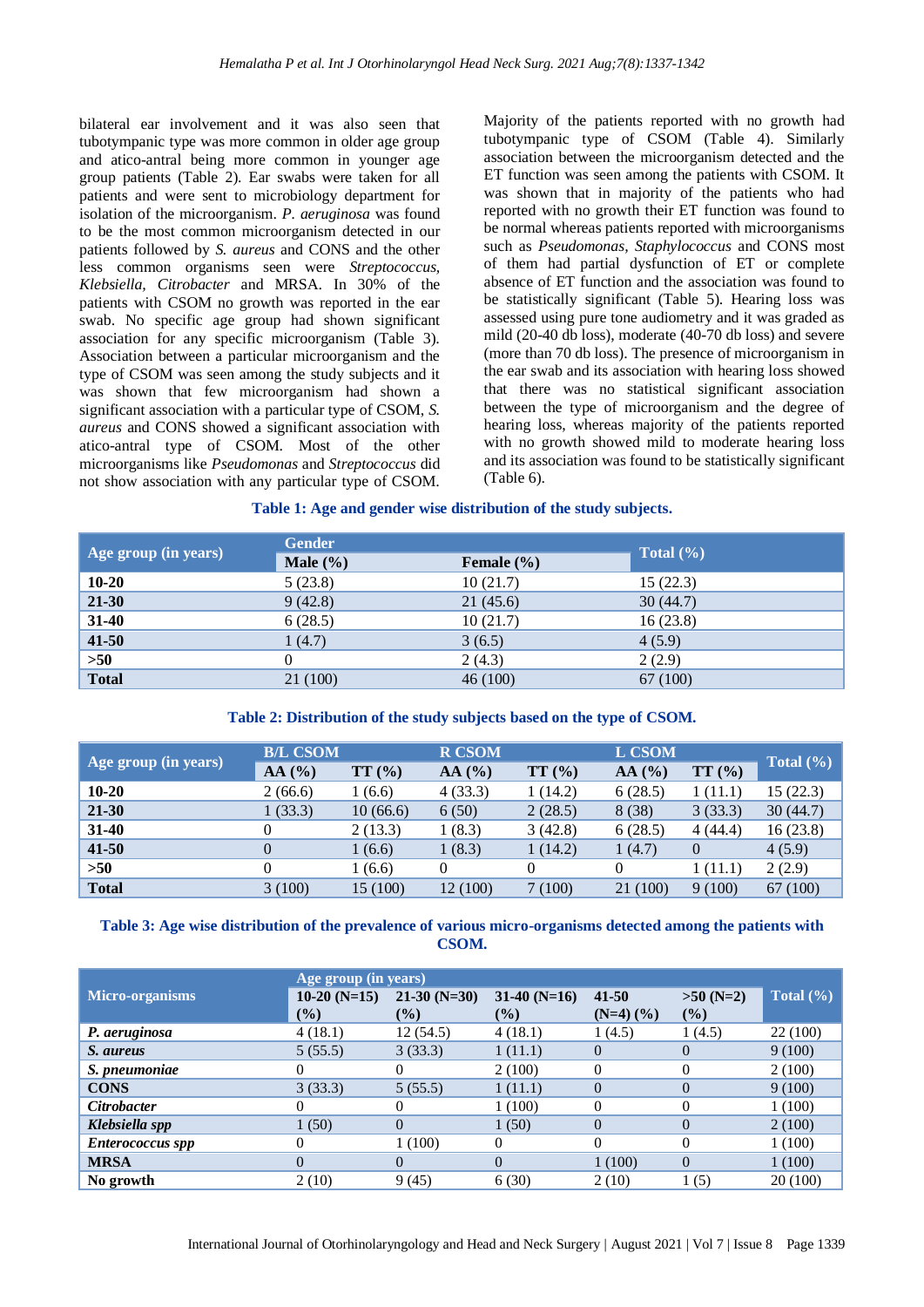bilateral ear involvement and it was also seen that tubotympanic type was more common in older age group and atico-antral being more common in younger age group patients (Table 2). Ear swabs were taken for all patients and were sent to microbiology department for isolation of the microorganism. *P. aeruginosa* was found to be the most common microorganism detected in our patients followed by *S. aureus* and CONS and the other less common organisms seen were *Streptococcus, Klebsiella, Citrobacter* and MRSA. In 30% of the patients with CSOM no growth was reported in the ear swab. No specific age group had shown significant association for any specific microorganism (Table 3). Association between a particular microorganism and the type of CSOM was seen among the study subjects and it was shown that few microorganism had shown a significant association with a particular type of CSOM, *S. aureus* and CONS showed a significant association with atico-antral type of CSOM. Most of the other microorganisms like *Pseudomonas* and *Streptococcus* did not show association with any particular type of CSOM.

Majority of the patients reported with no growth had tubotympanic type of CSOM (Table 4). Similarly association between the microorganism detected and the ET function was seen among the patients with CSOM. It was shown that in majority of the patients who had reported with no growth their ET function was found to be normal whereas patients reported with microorganisms such as *Pseudomonas, Staphylococcus* and CONS most of them had partial dysfunction of ET or complete absence of ET function and the association was found to be statistically significant (Table 5). Hearing loss was assessed using pure tone audiometry and it was graded as mild (20-40 db loss), moderate (40-70 db loss) and severe (more than 70 db loss). The presence of microorganism in the ear swab and its association with hearing loss showed that there was no statistical significant association between the type of microorganism and the degree of hearing loss, whereas majority of the patients reported with no growth showed mild to moderate hearing loss and its association was found to be statistically significant (Table 6).

**Table 1: Age and gender wise distribution of the study subjects.**

| Age group (in years) | Gender | | Total (%) |
|---|---|---|---|
| | Male (%) | Female (%) | |
| **10-20** | 5 (23.8) | 10 (21.7) | 15 (22.3) |
| **21-30** | 9 (42.8) | 21 (45.6) | 30 (44.7) |
| **31-40** | 6 (28.5) | 10 (21.7) | 16 (23.8) |
| **41-50** | 1 (4.7) | 3 (6.5) | 4 (5.9) |
| **>50** | 0 | 2 (4.3) | 2 (2.9) |
| **Total** | 21 (100) | 46 (100) | 67 (100) |

**Table 2: Distribution of the study subjects based on the type of CSOM.**

| Age group (in years) | B/L CSOM | | R CSOM | | L CSOM | | Total (%) |
|---|---|---|---|---|---|---|---|
| | AA (%) | TT (%) | AA (%) | TT (%) | AA (%) | TT (%) | |
| **10-20** | 2 (66.6) | 1 (6.6) | 4 (33.3) | 1 (14.2) | 6 (28.5) | 1 (11.1) | 15 (22.3) |
| **21-30** | 1 (33.3) | 10 (66.6) | 6 (50) | 2 (28.5) | 8 (38) | 3 (33.3) | 30 (44.7) |
| **31-40** | 0 | 2 (13.3) | 1 (8.3) | 3 (42.8) | 6 (28.5) | 4 (44.4) | 16 (23.8) |
| **41-50** | 0 | 1 (6.6) | 1 (8.3) | 1 (14.2) | 1 (4.7) | 0 | 4 (5.9) |
| **>50** | 0 | 1 (6.6) | 0 | 0 | 0 | 1 (11.1) | 2 (2.9) |
| **Total** | 3 (100) | 15 (100) | 12 (100) | 7 (100) | 21 (100) | 9 (100) | 67 (100) |

**Table 3: Age wise distribution of the prevalence of various micro-organisms detected among the patients with CSOM.**

| Micro-organisms | Age group (in years) | | | | | Total (%) |
|---|---|---|---|---|---|---|
| | 10-20 (N=15) (%) | 21-30 (N=30) (%) | 31-40 (N=16) (%) | 41-50 (N=4) (%) | >50 (N=2) (%) | |
| ***P. aeruginosa*** | 4 (18.1) | 12 (54.5) | 4 (18.1) | 1 (4.5) | 1 (4.5) | 22 (100) |
| ***S. aureus*** | 5 (55.5) | 3 (33.3) | 1 (11.1) | 0 | 0 | 9 (100) |
| ***S. pneumoniae*** | 0 | 0 | 2 (100) | 0 | 0 | 2 (100) |
| **CONS** | 3 (33.3) | 5 (55.5) | 1 (11.1) | 0 | 0 | 9 (100) |
| ***Citrobacter*** | 0 | 0 | 1 (100) | 0 | 0 | 1 (100) |
| ***Klebsiella spp*** | 1 (50) | 0 | 1 (50) | 0 | 0 | 2 (100) |
| ***Enterococcus spp*** | 0 | 1 (100) | 0 | 0 | 0 | 1 (100) |
| **MRSA** | 0 | 0 | 0 | 1 (100) | 0 | 1 (100) |
| **No growth** | 2 (10) | 9 (45) | 6 (30) | 2 (10) | 1 (5) | 20 (100) |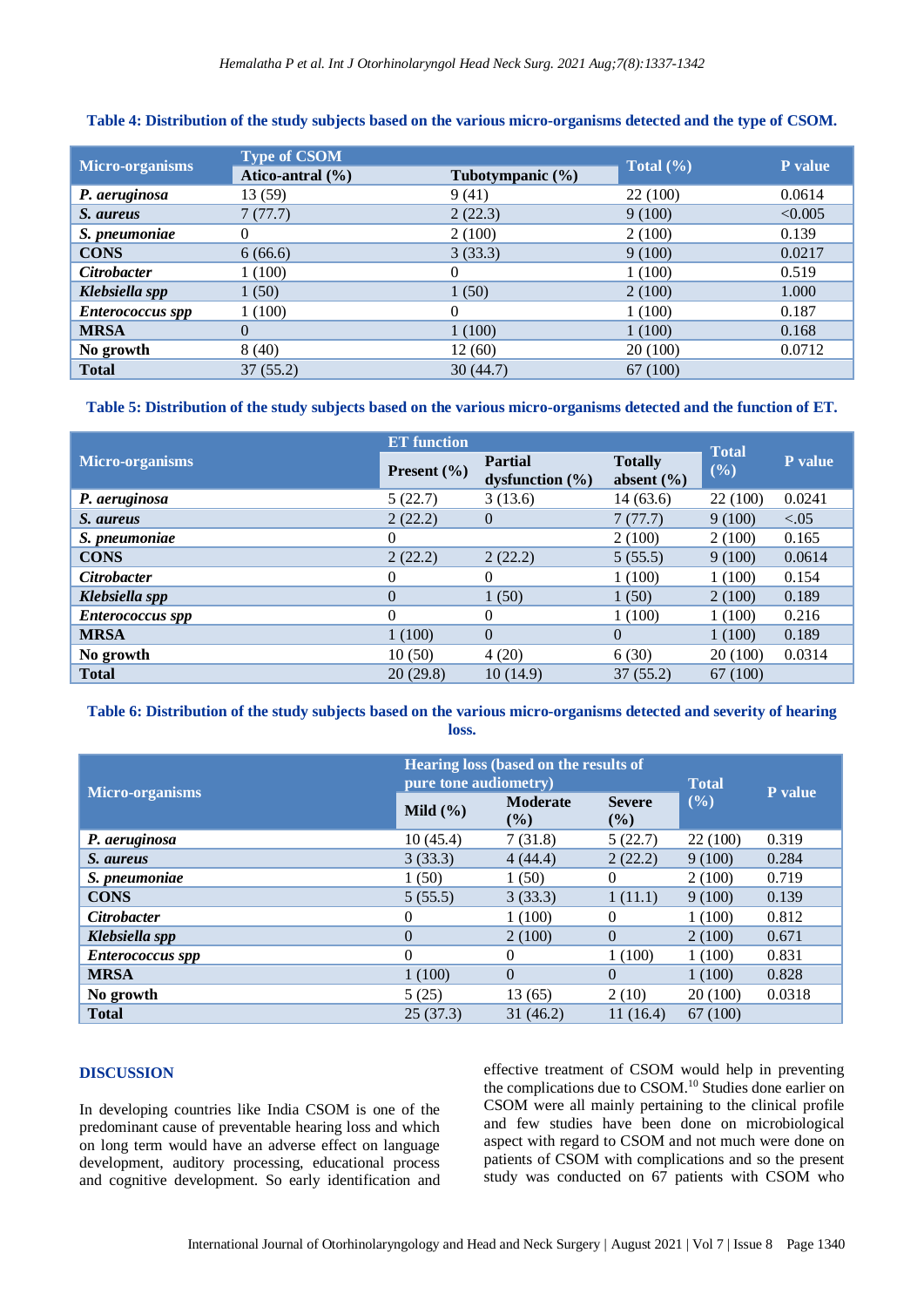**Table 4: Distribution of the study subjects based on the various micro-organisms detected and the type of CSOM.**

| Micro-organisms | Type of CSOM | | Total (%) | P value |
|---|---|---|---|---|
| | Atico-antral (%) | Tubotympanic (%) | | |
| ***P. aeruginosa*** | 13 (59) | 9 (41) | 22 (100) | 0.0614 |
| ***S. aureus*** | 7 (77.7) | 2 (22.3) | 9 (100) | <0.005 |
| ***S. pneumoniae*** | 0 | 2 (100) | 2 (100) | 0.139 |
| **CONS** | 6 (66.6) | 3 (33.3) | 9 (100) | 0.0217 |
| ***Citrobacter*** | 1 (100) | 0 | 1 (100) | 0.519 |
| ***Klebsiella spp*** | 1 (50) | 1 (50) | 2 (100) | 1.000 |
| ***Enterococcus spp*** | 1 (100) | 0 | 1 (100) | 0.187 |
| **MRSA** | 0 | 1 (100) | 1 (100) | 0.168 |
| **No growth** | 8 (40) | 12 (60) | 20 (100) | 0.0712 |
| **Total** | 37 (55.2) | 30 (44.7) | 67 (100) | |

**Table 5: Distribution of the study subjects based on the various micro-organisms detected and the function of ET.**

| Micro-organisms | ET function | | | Total (%) | P value |
|---|---|---|---|---|---|
| | Present (%) | Partial dysfunction (%) | Totally absent (%) | | |
| ***P. aeruginosa*** | 5 (22.7) | 3 (13.6) | 14 (63.6) | 22 (100) | 0.0241 |
| ***S. aureus*** | 2 (22.2) | 0 | 7 (77.7) | 9 (100) | <.05 |
| ***S. pneumoniae*** | 0 | | 2 (100) | 2 (100) | 0.165 |
| **CONS** | 2 (22.2) | 2 (22.2) | 5 (55.5) | 9 (100) | 0.0614 |
| ***Citrobacter*** | 0 | 0 | 1 (100) | 1 (100) | 0.154 |
| ***Klebsiella spp*** | 0 | 1 (50) | 1 (50) | 2 (100) | 0.189 |
| ***Enterococcus spp*** | 0 | 0 | 1 (100) | 1 (100) | 0.216 |
| **MRSA** | 1 (100) | 0 | 0 | 1 (100) | 0.189 |
| **No growth** | 10 (50) | 4 (20) | 6 (30) | 20 (100) | 0.0314 |
| **Total** | 20 (29.8) | 10 (14.9) | 37 (55.2) | 67 (100) | |

**Table 6: Distribution of the study subjects based on the various micro-organisms detected and severity of hearing loss.**

| Micro-organisms | Hearing loss (based on the results of pure tone audiometry) | | | Total (%) | P value |
|---|---|---|---|---|---|
| | Mild (%) | Moderate (%) | Severe (%) | | |
| ***P. aeruginosa*** | 10 (45.4) | 7 (31.8) | 5 (22.7) | 22 (100) | 0.319 |
| ***S. aureus*** | 3 (33.3) | 4 (44.4) | 2 (22.2) | 9 (100) | 0.284 |
| ***S. pneumoniae*** | 1 (50) | 1 (50) | 0 | 2 (100) | 0.719 |
| **CONS** | 5 (55.5) | 3 (33.3) | 1 (11.1) | 9 (100) | 0.139 |
| ***Citrobacter*** | 0 | 1 (100) | 0 | 1 (100) | 0.812 |
| ***Klebsiella spp*** | 0 | 2 (100) | 0 | 2 (100) | 0.671 |
| ***Enterococcus spp*** | 0 | 0 | 1 (100) | 1 (100) | 0.831 |
| **MRSA** | 1 (100) | 0 | 0 | 1 (100) | 0.828 |
| **No growth** | 5 (25) | 13 (65) | 2 (10) | 20 (100) | 0.0318 |
| **Total** | 25 (37.3) | 31 (46.2) | 11 (16.4) | 67 (100) | |

## DISCUSSION

In developing countries like India CSOM is one of the predominant cause of preventable hearing loss and which on long term would have an adverse effect on language development, auditory processing, educational process and cognitive development. So early identification and effective treatment of CSOM would help in preventing the complications due to CSOM.[10] Studies done earlier on CSOM were all mainly pertaining to the clinical profile and few studies have been done on microbiological aspect with regard to CSOM and not much were done on patients of CSOM with complications and so the present study was conducted on 67 patients with CSOM who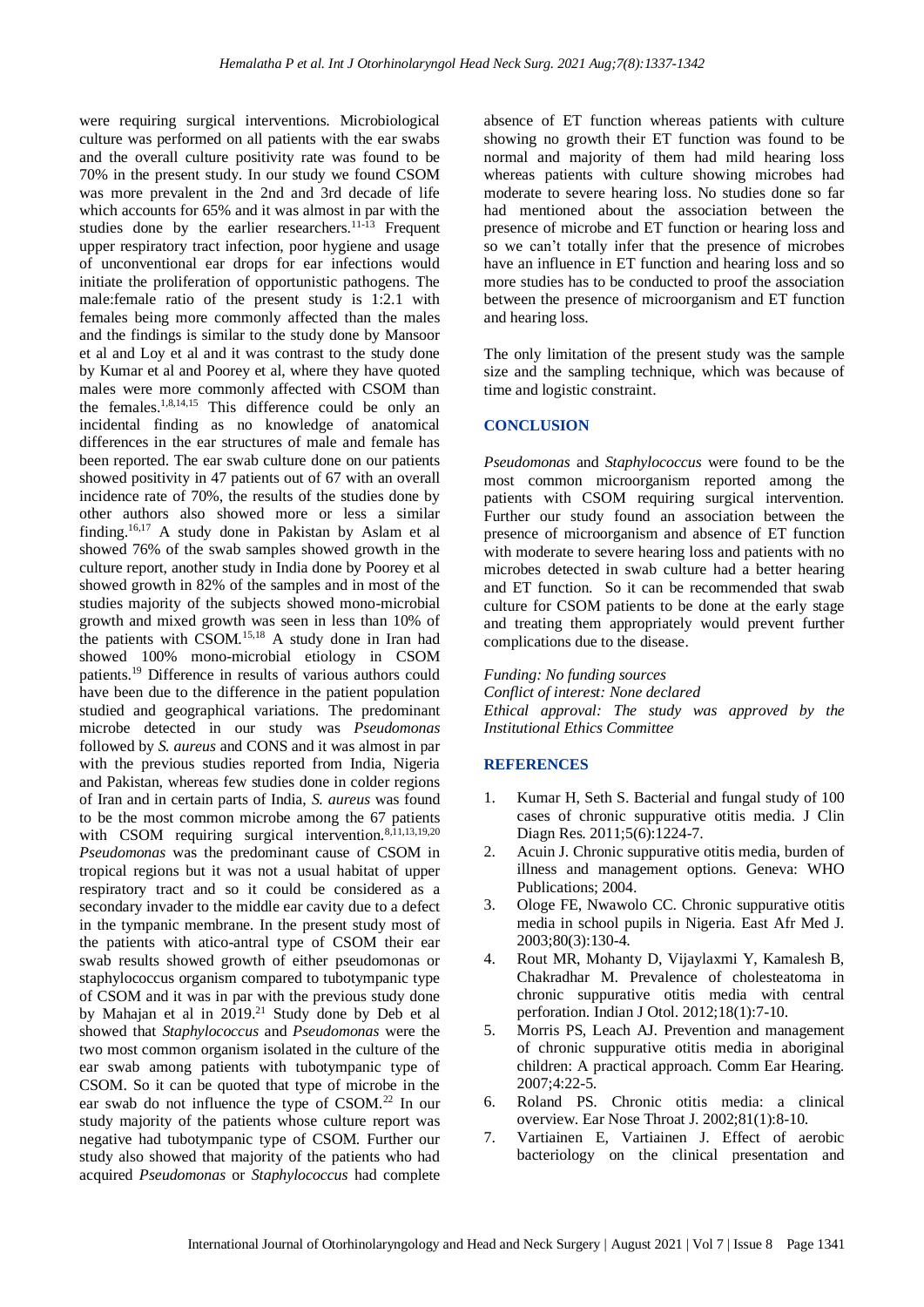were requiring surgical interventions. Microbiological culture was performed on all patients with the ear swabs and the overall culture positivity rate was found to be 70% in the present study. In our study we found CSOM was more prevalent in the 2nd and 3rd decade of life which accounts for 65% and it was almost in par with the studies done by the earlier researchers.[11-13] Frequent upper respiratory tract infection, poor hygiene and usage of unconventional ear drops for ear infections would initiate the proliferation of opportunistic pathogens. The male:female ratio of the present study is 1:2.1 with females being more commonly affected than the males and the findings is similar to the study done by Mansoor et al and Loy et al and it was contrast to the study done by Kumar et al and Poorey et al, where they have quoted males were more commonly affected with CSOM than the females.[1,8,14,15] This difference could be only an incidental finding as no knowledge of anatomical differences in the ear structures of male and female has been reported. The ear swab culture done on our patients showed positivity in 47 patients out of 67 with an overall incidence rate of 70%, the results of the studies done by other authors also showed more or less a similar finding.[16,17] A study done in Pakistan by Aslam et al showed 76% of the swab samples showed growth in the culture report, another study in India done by Poorey et al showed growth in 82% of the samples and in most of the studies majority of the subjects showed mono-microbial growth and mixed growth was seen in less than 10% of the patients with CSOM.[15,18] A study done in Iran had showed 100% mono-microbial etiology in CSOM patients.[19] Difference in results of various authors could have been due to the difference in the patient population studied and geographical variations. The predominant microbe detected in our study was *Pseudomonas* followed by *S. aureus* and CONS and it was almost in par with the previous studies reported from India, Nigeria and Pakistan, whereas few studies done in colder regions of Iran and in certain parts of India, *S. aureus* was found to be the most common microbe among the 67 patients with CSOM requiring surgical intervention.[8,11,13,19,20] *Pseudomonas* was the predominant cause of CSOM in tropical regions but it was not a usual habitat of upper respiratory tract and so it could be considered as a secondary invader to the middle ear cavity due to a defect in the tympanic membrane. In the present study most of the patients with atico-antral type of CSOM their ear swab results showed growth of either pseudomonas or staphylococcus organism compared to tubotympanic type of CSOM and it was in par with the previous study done by Mahajan et al in 2019.[21] Study done by Deb et al showed that *Staphylococcus* and *Pseudomonas* were the two most common organism isolated in the culture of the ear swab among patients with tubotympanic type of CSOM. So it can be quoted that type of microbe in the ear swab do not influence the type of CSOM.[22] In our study majority of the patients whose culture report was negative had tubotympanic type of CSOM. Further our study also showed that majority of the patients who had acquired *Pseudomonas* or *Staphylococcus* had complete absence of ET function whereas patients with culture showing no growth their ET function was found to be normal and majority of them had mild hearing loss whereas patients with culture showing microbes had moderate to severe hearing loss. No studies done so far had mentioned about the association between the presence of microbe and ET function or hearing loss and so we can't totally infer that the presence of microbes have an influence in ET function and hearing loss and so more studies has to be conducted to proof the association between the presence of microorganism and ET function and hearing loss.

The only limitation of the present study was the sample size and the sampling technique, which was because of time and logistic constraint.

## CONCLUSION

*Pseudomonas* and *Staphylococcus* were found to be the most common microorganism reported among the patients with CSOM requiring surgical intervention. Further our study found an association between the presence of microorganism and absence of ET function with moderate to severe hearing loss and patients with no microbes detected in swab culture had a better hearing and ET function. So it can be recommended that swab culture for CSOM patients to be done at the early stage and treating them appropriately would prevent further complications due to the disease.

*Funding: No funding sources*
*Conflict of interest: None declared*
*Ethical approval: The study was approved by the Institutional Ethics Committee*

## REFERENCES

1. Kumar H, Seth S. Bacterial and fungal study of 100 cases of chronic suppurative otitis media. J Clin Diagn Res. 2011;5(6):1224-7.
2. Acuin J. Chronic suppurative otitis media, burden of illness and management options. Geneva: WHO Publications; 2004.
3. Ologe FE, Nwawolo CC. Chronic suppurative otitis media in school pupils in Nigeria. East Afr Med J. 2003;80(3):130-4.
4. Rout MR, Mohanty D, Vijaylaxmi Y, Kamalesh B, Chakradhar M. Prevalence of cholesteatoma in chronic suppurative otitis media with central perforation. Indian J Otol. 2012;18(1):7-10.
5. Morris PS, Leach AJ. Prevention and management of chronic suppurative otitis media in aboriginal children: A practical approach. Comm Ear Hearing. 2007;4:22-5.
6. Roland PS. Chronic otitis media: a clinical overview. Ear Nose Throat J. 2002;81(1):8-10.
7. Vartiainen E, Vartiainen J. Effect of aerobic bacteriology on the clinical presentation and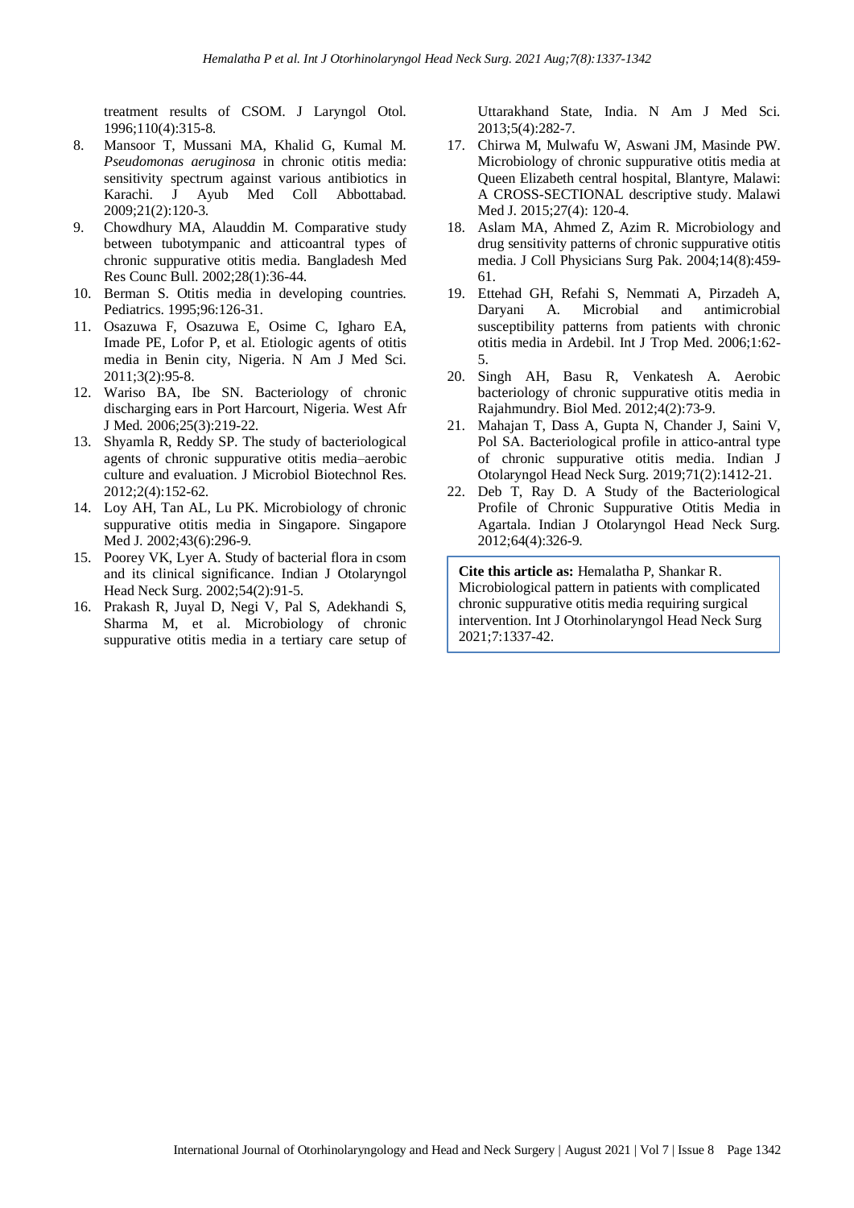treatment results of CSOM. J Laryngol Otol. 1996;110(4):315-8.

8. Mansoor T, Mussani MA, Khalid G, Kumal M. *Pseudomonas aeruginosa* in chronic otitis media: sensitivity spectrum against various antibiotics in Karachi. J Ayub Med Coll Abbottabad. 2009;21(2):120-3.
9. Chowdhury MA, Alauddin M. Comparative study between tubotympanic and atticoantral types of chronic suppurative otitis media. Bangladesh Med Res Counc Bull. 2002;28(1):36-44.
10. Berman S. Otitis media in developing countries. Pediatrics. 1995;96:126-31.
11. Osazuwa F, Osazuwa E, Osime C, Igharo EA, Imade PE, Lofor P, et al. Etiologic agents of otitis media in Benin city, Nigeria. N Am J Med Sci. 2011;3(2):95-8.
12. Wariso BA, Ibe SN. Bacteriology of chronic discharging ears in Port Harcourt, Nigeria. West Afr J Med. 2006;25(3):219-22.
13. Shyamla R, Reddy SP. The study of bacteriological agents of chronic suppurative otitis media–aerobic culture and evaluation. J Microbiol Biotechnol Res. 2012;2(4):152-62.
14. Loy AH, Tan AL, Lu PK. Microbiology of chronic suppurative otitis media in Singapore. Singapore Med J. 2002;43(6):296-9.
15. Poorey VK, Lyer A. Study of bacterial flora in csom and its clinical significance. Indian J Otolaryngol Head Neck Surg. 2002;54(2):91-5.
16. Prakash R, Juyal D, Negi V, Pal S, Adekhandi S, Sharma M, et al. Microbiology of chronic suppurative otitis media in a tertiary care setup of Uttarakhand State, India. N Am J Med Sci. 2013;5(4):282-7.
17. Chirwa M, Mulwafu W, Aswani JM, Masinde PW. Microbiology of chronic suppurative otitis media at Queen Elizabeth central hospital, Blantyre, Malawi: A CROSS-SECTIONAL descriptive study. Malawi Med J. 2015;27(4): 120-4.
18. Aslam MA, Ahmed Z, Azim R. Microbiology and drug sensitivity patterns of chronic suppurative otitis media. J Coll Physicians Surg Pak. 2004;14(8):459-61.
19. Ettehad GH, Refahi S, Nemmati A, Pirzadeh A, Daryani A. Microbial and antimicrobial susceptibility patterns from patients with chronic otitis media in Ardebil. Int J Trop Med. 2006;1:62-5.
20. Singh AH, Basu R, Venkatesh A. Aerobic bacteriology of chronic suppurative otitis media in Rajahmundry. Biol Med. 2012;4(2):73-9.
21. Mahajan T, Dass A, Gupta N, Chander J, Saini V, Pol SA. Bacteriological profile in attico-antral type of chronic suppurative otitis media. Indian J Otolaryngol Head Neck Surg. 2019;71(2):1412-21.
22. Deb T, Ray D. A Study of the Bacteriological Profile of Chronic Suppurative Otitis Media in Agartala. Indian J Otolaryngol Head Neck Surg. 2012;64(4):326-9.

**Cite this article as:** Hemalatha P, Shankar R. Microbiological pattern in patients with complicated chronic suppurative otitis media requiring surgical intervention. Int J Otorhinolaryngol Head Neck Surg 2021;7:1337-42.